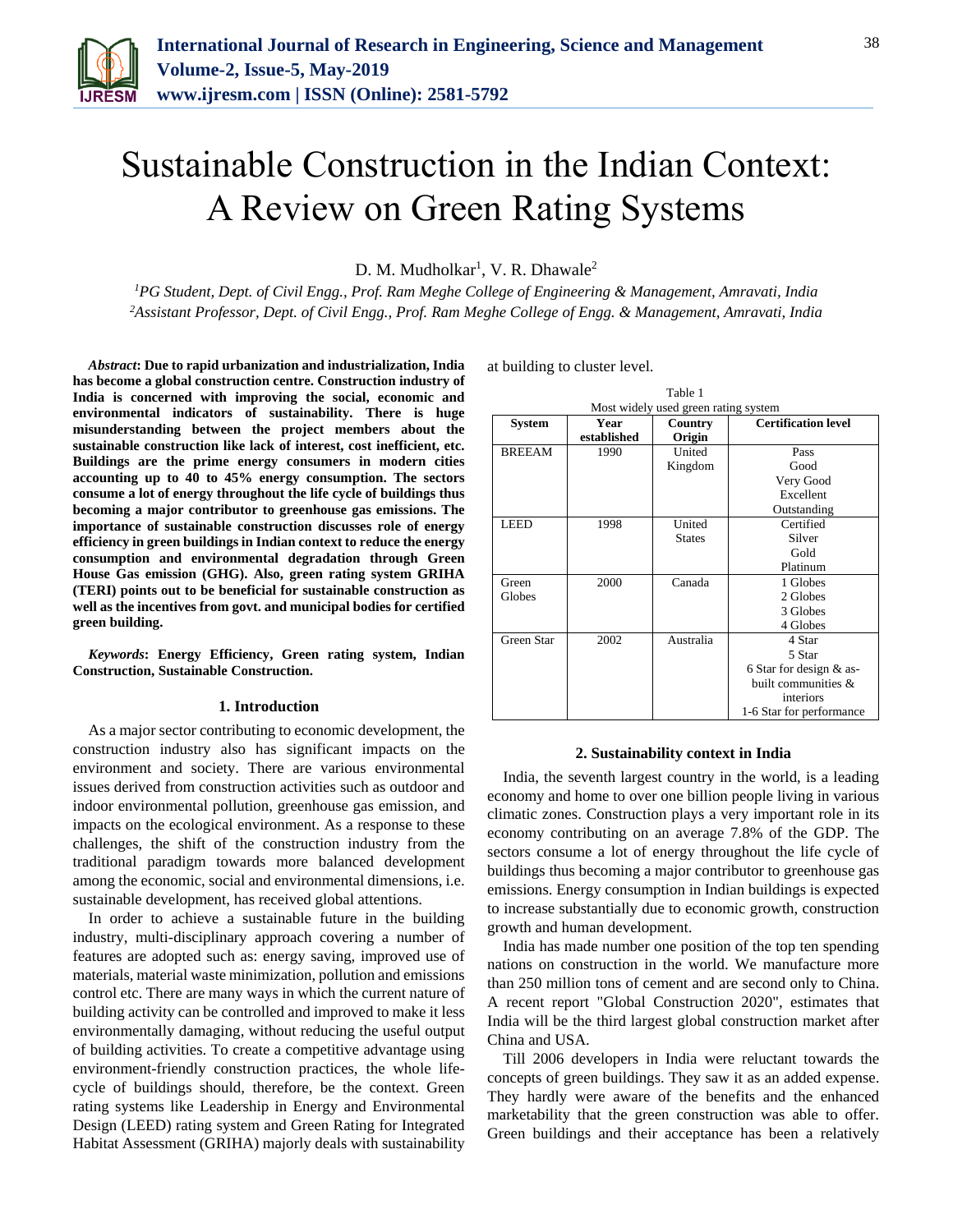# Sustainable Construction in the Indian Context: A Review on Green Rating Systems

D. M. Mudholkar[1], V. R. Dhawale[2]

[1]*PG Student, Dept. of Civil Engg., Prof. Ram Meghe College of Engineering & Management, Amravati, India*
[2]*Assistant Professor, Dept. of Civil Engg., Prof. Ram Meghe College of Engg. & Management, Amravati, India*

***Abstract*: Due to rapid urbanization and industrialization, India has become a global construction centre. Construction industry of India is concerned with improving the social, economic and environmental indicators of sustainability. There is huge misunderstanding between the project members about the sustainable construction like lack of interest, cost inefficient, etc. Buildings are the prime energy consumers in modern cities accounting up to 40 to 45% energy consumption. The sectors consume a lot of energy throughout the life cycle of buildings thus becoming a major contributor to greenhouse gas emissions. The importance of sustainable construction discusses role of energy efficiency in green buildings in Indian context to reduce the energy consumption and environmental degradation through Green House Gas emission (GHG). Also, green rating system GRIHA (TERI) points out to be beneficial for sustainable construction as well as the incentives from govt. and municipal bodies for certified green building.**

***Keywords*: Energy Efficiency, Green rating system, Indian Construction, Sustainable Construction.**

## 1. Introduction

As a major sector contributing to economic development, the construction industry also has significant impacts on the environment and society. There are various environmental issues derived from construction activities such as outdoor and indoor environmental pollution, greenhouse gas emission, and impacts on the ecological environment. As a response to these challenges, the shift of the construction industry from the traditional paradigm towards more balanced development among the economic, social and environmental dimensions, i.e. sustainable development, has received global attentions.

In order to achieve a sustainable future in the building industry, multi-disciplinary approach covering a number of features are adopted such as: energy saving, improved use of materials, material waste minimization, pollution and emissions control etc. There are many ways in which the current nature of building activity can be controlled and improved to make it less environmentally damaging, without reducing the useful output of building activities. To create a competitive advantage using environment-friendly construction practices, the whole life-cycle of buildings should, therefore, be the context. Green rating systems like Leadership in Energy and Environmental Design (LEED) rating system and Green Rating for Integrated Habitat Assessment (GRIHA) majorly deals with sustainability at building to cluster level.

Table 1
Most widely used green rating system

| System | Year established | Country Origin | Certification level |
|---|---|---|---|
| BREEAM | 1990 | United Kingdom | Pass<br>Good<br>Very Good<br>Excellent<br>Outstanding |
| LEED | 1998 | United States | Certified<br>Silver<br>Gold<br>Platinum |
| Green Globes | 2000 | Canada | 1 Globes<br>2 Globes<br>3 Globes<br>4 Globes |
| Green Star | 2002 | Australia | 4 Star<br>5 Star<br>6 Star for design & as-built communities & interiors<br>1-6 Star for performance |

## 2. Sustainability context in India

India, the seventh largest country in the world, is a leading economy and home to over one billion people living in various climatic zones. Construction plays a very important role in its economy contributing on an average 7.8% of the GDP. The sectors consume a lot of energy throughout the life cycle of buildings thus becoming a major contributor to greenhouse gas emissions. Energy consumption in Indian buildings is expected to increase substantially due to economic growth, construction growth and human development.

India has made number one position of the top ten spending nations on construction in the world. We manufacture more than 250 million tons of cement and are second only to China. A recent report "Global Construction 2020", estimates that India will be the third largest global construction market after China and USA.

Till 2006 developers in India were reluctant towards the concepts of green buildings. They saw it as an added expense. They hardly were aware of the benefits and the enhanced marketability that the green construction was able to offer. Green buildings and their acceptance has been a relatively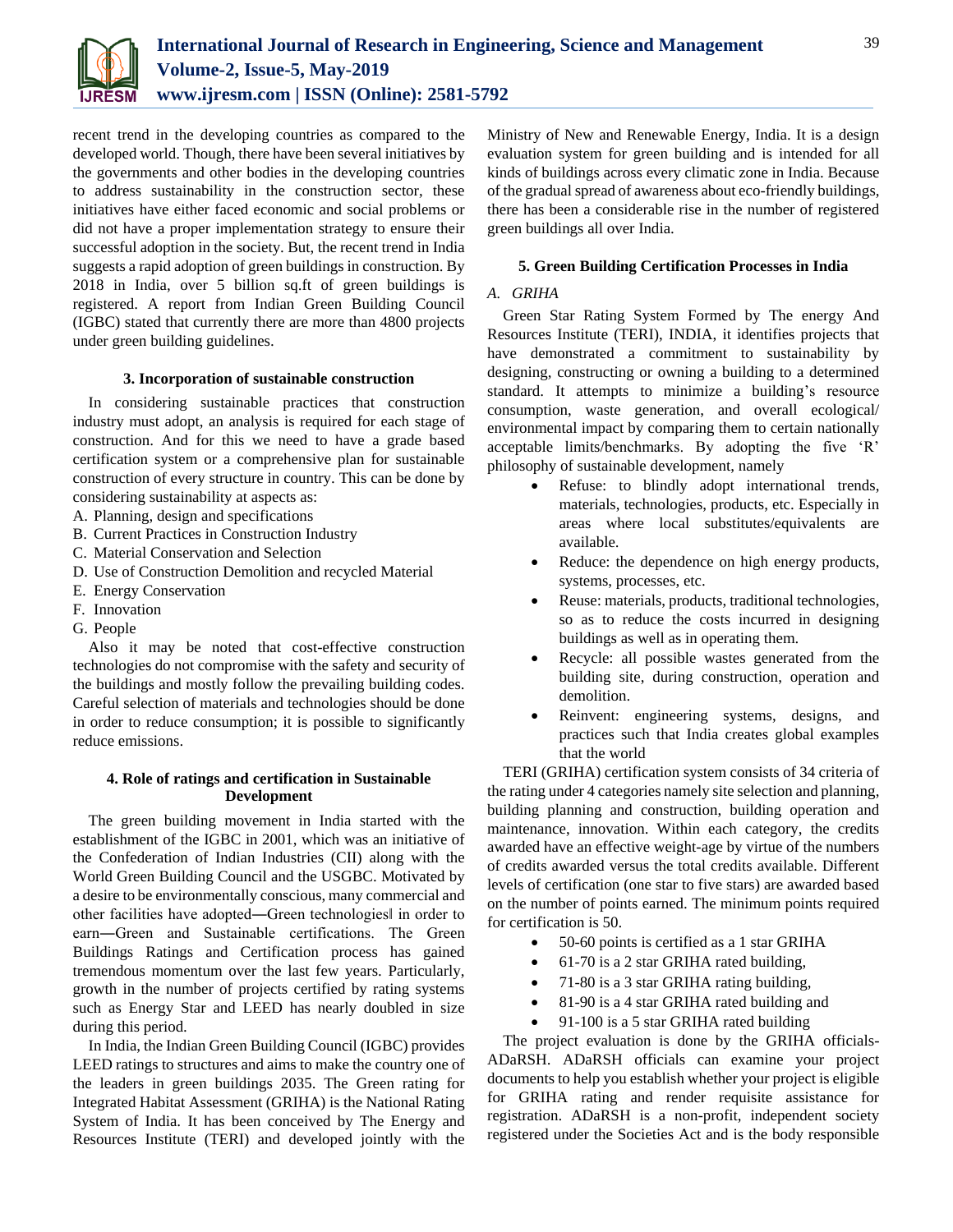recent trend in the developing countries as compared to the developed world. Though, there have been several initiatives by the governments and other bodies in the developing countries to address sustainability in the construction sector, these initiatives have either faced economic and social problems or did not have a proper implementation strategy to ensure their successful adoption in the society. But, the recent trend in India suggests a rapid adoption of green buildings in construction. By 2018 in India, over 5 billion sq.ft of green buildings is registered. A report from Indian Green Building Council (IGBC) stated that currently there are more than 4800 projects under green building guidelines.

## 3. Incorporation of sustainable construction

In considering sustainable practices that construction industry must adopt, an analysis is required for each stage of construction. And for this we need to have a grade based certification system or a comprehensive plan for sustainable construction of every structure in country. This can be done by considering sustainability at aspects as:

A. Planning, design and specifications
B. Current Practices in Construction Industry
C. Material Conservation and Selection
D. Use of Construction Demolition and recycled Material
E. Energy Conservation
F. Innovation
G. People

Also it may be noted that cost-effective construction technologies do not compromise with the safety and security of the buildings and mostly follow the prevailing building codes. Careful selection of materials and technologies should be done in order to reduce consumption; it is possible to significantly reduce emissions.

## 4. Role of ratings and certification in Sustainable Development

The green building movement in India started with the establishment of the IGBC in 2001, which was an initiative of the Confederation of Indian Industries (CII) along with the World Green Building Council and the USGBC. Motivated by a desire to be environmentally conscious, many commercial and other facilities have adopted―Green technologies‖ in order to earn―Green and Sustainable certifications. The Green Buildings Ratings and Certification process has gained tremendous momentum over the last few years. Particularly, growth in the number of projects certified by rating systems such as Energy Star and LEED has nearly doubled in size during this period.

In India, the Indian Green Building Council (IGBC) provides LEED ratings to structures and aims to make the country one of the leaders in green buildings 2035. The Green rating for Integrated Habitat Assessment (GRIHA) is the National Rating System of India. It has been conceived by The Energy and Resources Institute (TERI) and developed jointly with the Ministry of New and Renewable Energy, India. It is a design evaluation system for green building and is intended for all kinds of buildings across every climatic zone in India. Because of the gradual spread of awareness about eco-friendly buildings, there has been a considerable rise in the number of registered green buildings all over India.

## 5. Green Building Certification Processes in India

### *A. GRIHA*

Green Star Rating System Formed by The energy And Resources Institute (TERI), INDIA, it identifies projects that have demonstrated a commitment to sustainability by designing, constructing or owning a building to a determined standard. It attempts to minimize a building's resource consumption, waste generation, and overall ecological/ environmental impact by comparing them to certain nationally acceptable limits/benchmarks. By adopting the five 'R' philosophy of sustainable development, namely

- Refuse: to blindly adopt international trends, materials, technologies, products, etc. Especially in areas where local substitutes/equivalents are available.
- Reduce: the dependence on high energy products, systems, processes, etc.
- Reuse: materials, products, traditional technologies, so as to reduce the costs incurred in designing buildings as well as in operating them.
- Recycle: all possible wastes generated from the building site, during construction, operation and demolition.
- Reinvent: engineering systems, designs, and practices such that India creates global examples that the world

TERI (GRIHA) certification system consists of 34 criteria of the rating under 4 categories namely site selection and planning, building planning and construction, building operation and maintenance, innovation. Within each category, the credits awarded have an effective weight-age by virtue of the numbers of credits awarded versus the total credits available. Different levels of certification (one star to five stars) are awarded based on the number of points earned. The minimum points required for certification is 50.

- 50-60 points is certified as a 1 star GRIHA
- 61-70 is a 2 star GRIHA rated building,
- 71-80 is a 3 star GRIHA rating building,
- 81-90 is a 4 star GRIHA rated building and
- 91-100 is a 5 star GRIHA rated building

The project evaluation is done by the GRIHA officials- ADaRSH. ADaRSH officials can examine your project documents to help you establish whether your project is eligible for GRIHA rating and render requisite assistance for registration. ADaRSH is a non-profit, independent society registered under the Societies Act and is the body responsible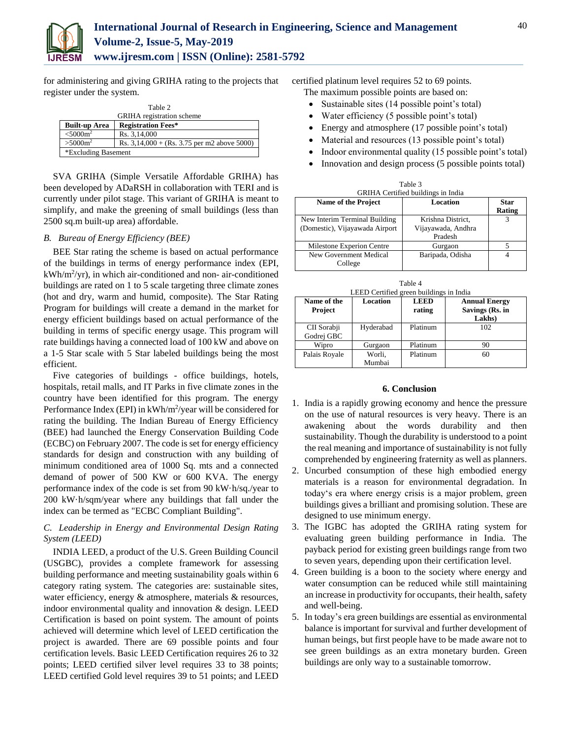for administering and giving GRIHA rating to the projects that register under the system.

Table 2
GRIHA registration scheme

| Built-up Area | Registration Fees* |
|---|---|
| <5000m$^2$ | Rs. 3,14,000 |
| >5000m$^2$ | Rs. 3,14,000 + (Rs. 3.75 per m2 above 5000) |
| *Excluding Basement | |

SVA GRIHA (Simple Versatile Affordable GRIHA) has been developed by ADaRSH in collaboration with TERI and is currently under pilot stage. This variant of GRIHA is meant to simplify, and make the greening of small buildings (less than 2500 sq.m built-up area) affordable.

### *B. Bureau of Energy Efficiency (BEE)*

BEE Star rating the scheme is based on actual performance of the buildings in terms of energy performance index (EPI, kWh/m$^2$/yr), in which air-conditioned and non- air-conditioned buildings are rated on 1 to 5 scale targeting three climate zones (hot and dry, warm and humid, composite). The Star Rating Program for buildings will create a demand in the market for energy efficient buildings based on actual performance of the building in terms of specific energy usage. This program will rate buildings having a connected load of 100 kW and above on a 1-5 Star scale with 5 Star labeled buildings being the most efficient.

Five categories of buildings - office buildings, hotels, hospitals, retail malls, and IT Parks in five climate zones in the country have been identified for this program. The energy Performance Index (EPI) in kWh/m$^2$/year will be considered for rating the building. The Indian Bureau of Energy Efficiency (BEE) had launched the Energy Conservation Building Code (ECBC) on February 2007. The code is set for energy efficiency standards for design and construction with any building of minimum conditioned area of 1000 Sq. mts and a connected demand of power of 500 KW or 600 KVA. The energy performance index of the code is set from 90 kW·h/sq./year to 200 kW·h/sqm/year where any buildings that fall under the index can be termed as "ECBC Compliant Building".

### *C. Leadership in Energy and Environmental Design Rating System (LEED)*

INDIA LEED, a product of the U.S. Green Building Council (USGBC), provides a complete framework for assessing building performance and meeting sustainability goals within 6 category rating system. The categories are: sustainable sites, water efficiency, energy & atmosphere, materials & resources, indoor environmental quality and innovation & design. LEED Certification is based on point system. The amount of points achieved will determine which level of LEED certification the project is awarded. There are 69 possible points and four certification levels. Basic LEED Certification requires 26 to 32 points; LEED certified silver level requires 33 to 38 points; LEED certified Gold level requires 39 to 51 points; and LEED certified platinum level requires 52 to 69 points.

The maximum possible points are based on:

- Sustainable sites (14 possible point's total)
- Water efficiency (5 possible point's total)
- Energy and atmosphere (17 possible point's total)
- Material and resources (13 possible point's total)
- Indoor environmental quality (15 possible point's total)
- Innovation and design process (5 possible points total)

Table 3
GRIHA Certified buildings in India

| Name of the Project | Location | Star Rating |
|---|---|---|
| New Interim Terminal Building (Domestic), Vijayawada Airport | Krishna District, Vijayawada, Andhra Pradesh | 3 |
| Milestone Experion Centre | Gurgaon | 5 |
| New Government Medical College | Baripada, Odisha | 4 |

Table 4
LEED Certified green buildings in India

| Name of the Project | Location | LEED rating | Annual Energy Savings (Rs. in Lakhs) |
|---|---|---|---|
| CII Sorabji Godrej GBC | Hyderabad | Platinum | 102 |
| Wipro | Gurgaon | Platinum | 90 |
| Palais Royale | Worli, Mumbai | Platinum | 60 |

## 6. Conclusion

1. India is a rapidly growing economy and hence the pressure on the use of natural resources is very heavy. There is an awakening about the words durability and then sustainability. Though the durability is understood to a point the real meaning and importance of sustainability is not fully comprehended by engineering fraternity as well as planners.
2. Uncurbed consumption of these high embodied energy materials is a reason for environmental degradation. In today's era where energy crisis is a major problem, green buildings gives a brilliant and promising solution. These are designed to use minimum energy.
3. The IGBC has adopted the GRIHA rating system for evaluating green building performance in India. The payback period for existing green buildings range from two to seven years, depending upon their certification level.
4. Green building is a boon to the society where energy and water consumption can be reduced while still maintaining an increase in productivity for occupants, their health, safety and well-being.
5. In today's era green buildings are essential as environmental balance is important for survival and further development of human beings, but first people have to be made aware not to see green buildings as an extra monetary burden. Green buildings are only way to a sustainable tomorrow.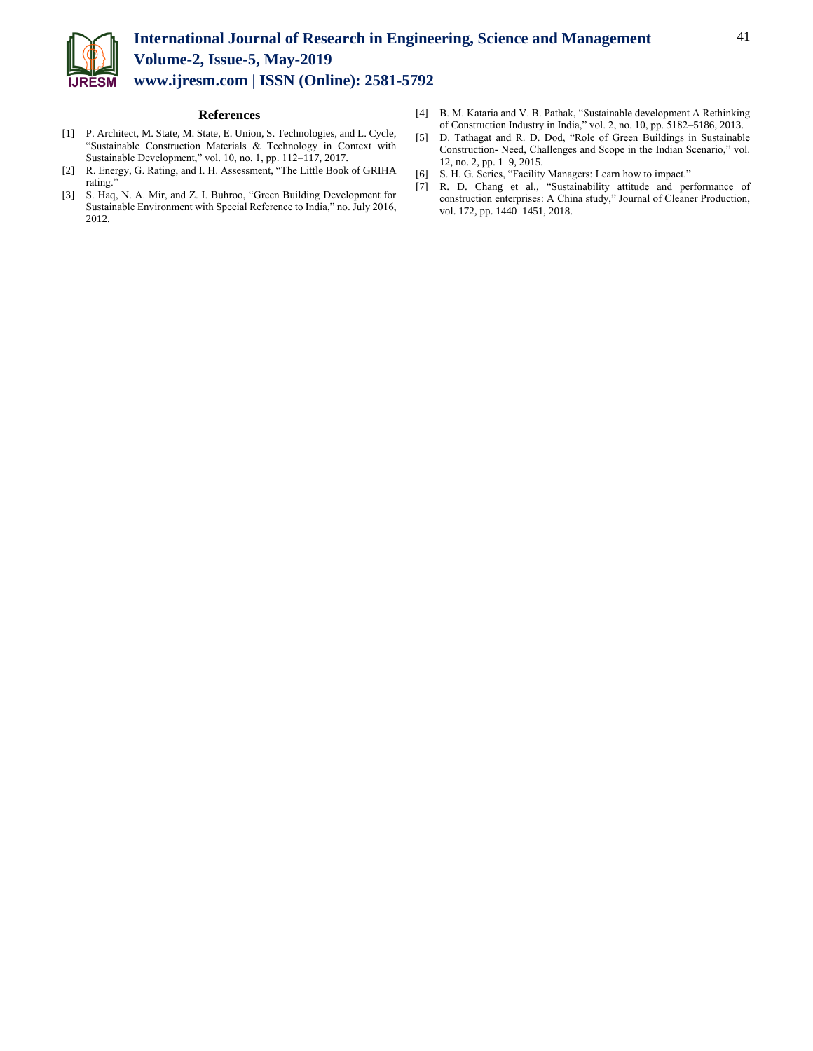## References

[1] P. Architect, M. State, M. State, E. Union, S. Technologies, and L. Cycle, "Sustainable Construction Materials & Technology in Context with Sustainable Development," vol. 10, no. 1, pp. 112–117, 2017.

[2] R. Energy, G. Rating, and I. H. Assessment, "The Little Book of GRIHA rating."

[3] S. Haq, N. A. Mir, and Z. I. Buhroo, "Green Building Development for Sustainable Environment with Special Reference to India," no. July 2016, 2012.

[4] B. M. Kataria and V. B. Pathak, "Sustainable development A Rethinking of Construction Industry in India," vol. 2, no. 10, pp. 5182–5186, 2013.

[5] D. Tathagat and R. D. Dod, "Role of Green Buildings in Sustainable Construction- Need, Challenges and Scope in the Indian Scenario," vol. 12, no. 2, pp. 1–9, 2015.

[6] S. H. G. Series, "Facility Managers: Learn how to impact."

[7] R. D. Chang et al., "Sustainability attitude and performance of construction enterprises: A China study," Journal of Cleaner Production, vol. 172, pp. 1440–1451, 2018.